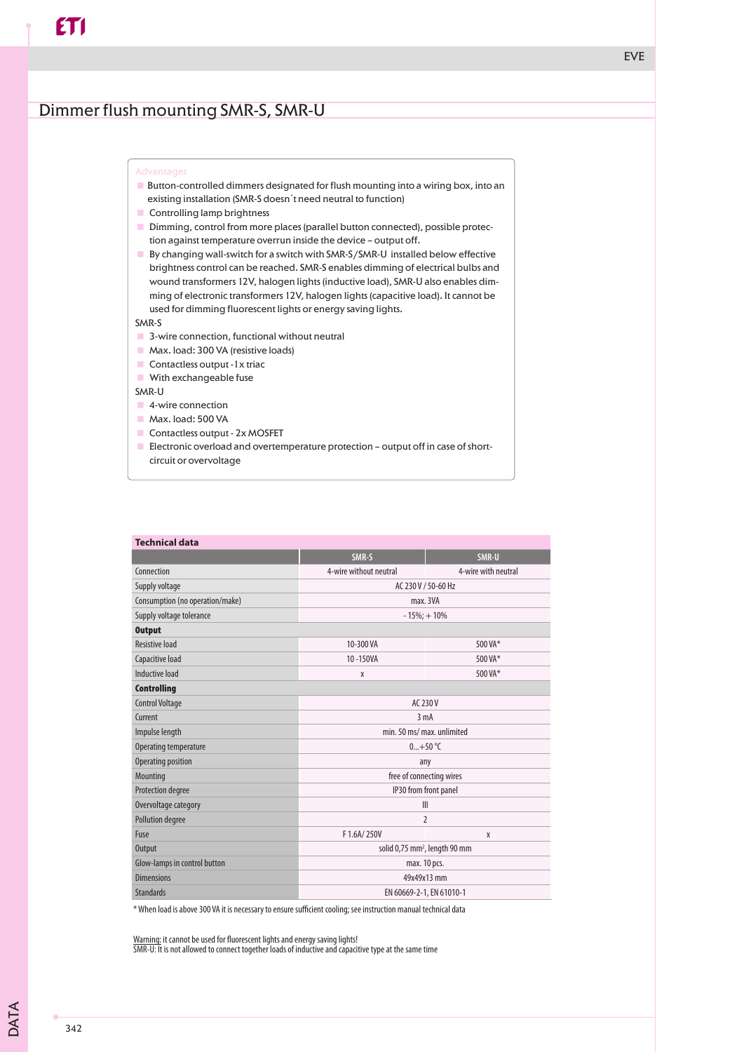// Dimmer flush mounting SMR-S, SMR-U

# Dimmer flush mounting SMR-S, SMR-U

**Advantages**

- Button-controlled dimmers designated for flush mounting into a wiring box, into an existing installation (SMR-S doesn´t need neutral to function)
- Controlling lamp brightness
- Dimming, control from more places (parallel button connected), possible protection against temperature overrun inside the device – output off.
- By changing wall-switch for a switch with SMR-S/SMR-U installed below effective brightness control can be reached. SMR-S enables dimming of electrical bulbs and wound transformers 12V, halogen lights (inductive load), SMR-U also enables dimming of electronic transformers 12V, halogen lights (capacitive load). It cannot be used for dimming fluorescent lights or energy saving lights.

SMR-S

- 3-wire connection, functional without neutral
- Max. load: 300 VA (resistive loads)
- Contactless output - 1x triac
- With exchangeable fuse

SMR-U

- 4-wire connection
- Max. load: 500 VA
- Contactless output - 2x MOSFET
- Electronic overload and overtemperature protection – output off in case of short-circuit or overvoltage

**Technical data**

| | SMR-S | SMR-U |
|---|---|---|
| Connection | 4-wire without neutral | 4-wire with neutral |
| Supply voltage | AC 230 V / 50-60 Hz | |
| Consumption (no operation/make) | max. 3VA | |
| Supply voltage tolerance | - 15%; + 10% | |
| **Output** | | |
| Resistive load | 10-300 VA | 500 VA* |
| Capacitive load | 10 -150VA | 500 VA* |
| Inductive load | x | 500 VA* |
| **Controlling** | | |
| Control Voltage | AC 230 V | |
| Current | 3 mA | |
| Impulse length | min. 50 ms/ max. unlimited | |
| Operating temperature | 0...+50 °C | |
| Operating position | any | |
| Mounting | free of connecting wires | |
| Protection degree | IP30 from front panel | |
| Overvoltage category | III | |
| Pollution degree | 2 | |
| Fuse | F 1.6A/ 250V | x |
| Output | solid 0,75 mm², length 90 mm | |
| Glow-lamps in control button | max. 10 pcs. | |
| Dimensions | 49x49x13 mm | |
| Standards | EN 60669-2-1, EN 61010-1 | |

* When load is above 300 VA it is necessary to ensure sufficient cooling; see instruction manual technical data

Warning: it cannot be used for fluorescent lights and energy saving lights!
SMR-U: It is not allowed to connect together loads of inductive and capacitive type at the same time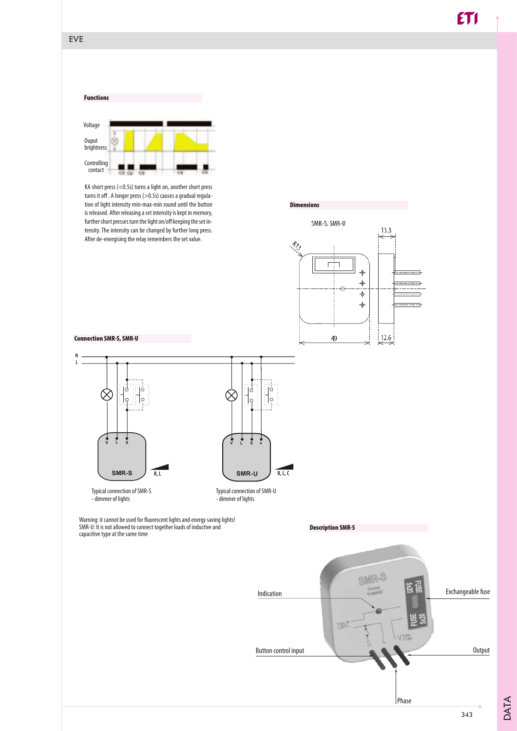## Functions

Voltage

Ouput brightness

Controlling contact

KA short press (<0.5s) turns a light on, another short press turns it off . A longer press (>0.5s) causes a gradual regulation of light intensity min-max-min round until the button is released. After releasing a set intensity is kept in memory, further short presses turn the light on/off keeping the set intensity. The intensity can be changed by further long press. After de-energising the relay remembers the set value.

## Dimensions

SMR-S, SMR-U

R13

13.3

49

12.6

## Connection SMR-S, SMR-U

N

L

V L S

SMR-S

R, L

V L S N

SMR-U

R, L, C

Typical connection of SMR-S - dimmer of lights

Typical connection of SMR-U - dimmer of lights

Warning: it cannot be used for fluorescent lights and energy saving lights!
SMR-U: It is not allowed to connect together loads of inductive and capacitive type at the same time

## Description SMR-S

Indication

Exchangeable fuse

Button control input

Output

Phase